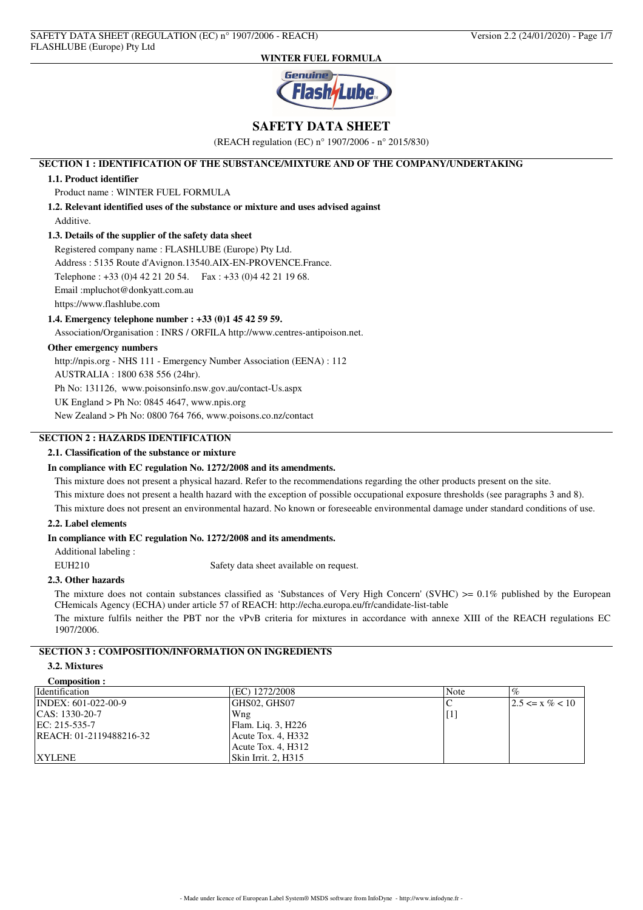# SAFETY DATA SHEET

(REACH regulation (EC) n° 1907/2006 - n° 2015/830)

## SECTION 1 : IDENTIFICATION OF THE SUBSTANCE/MIXTURE AND OF THE COMPANY/UNDERTAKING

### 1.1. Product identifier

Product name : WINTER FUEL FORMULA

### 1.2. Relevant identified uses of the substance or mixture and uses advised against

Additive.

### 1.3. Details of the supplier of the safety data sheet

Registered company name : FLASHLUBE (Europe) Pty Ltd.

Address : 5135 Route d'Avignon.13540.AIX-EN-PROVENCE.France.

Telephone : +33 (0)4 42 21 20 54. Fax : +33 (0)4 42 21 19 68.

Email :mpluchot@donkyatt.com.au

https://www.flashlube.com

### 1.4. Emergency telephone number : +33 (0)1 45 42 59 59.

Association/Organisation : INRS / ORFILA http://www.centres-antipoison.net.

**Other emergency numbers**

http://npis.org - NHS 111 - Emergency Number Association (EENA) : 112

AUSTRALIA : 1800 638 556 (24hr).

Ph No: 131126, www.poisonsinfo.nsw.gov.au/contact-Us.aspx

UK England > Ph No: 0845 4647, www.npis.org

New Zealand > Ph No: 0800 764 766, www.poisons.co.nz/contact

## SECTION 2 : HAZARDS IDENTIFICATION

### 2.1. Classification of the substance or mixture

**In compliance with EC regulation No. 1272/2008 and its amendments.**

This mixture does not present a physical hazard. Refer to the recommendations regarding the other products present on the site.

This mixture does not present a health hazard with the exception of possible occupational exposure thresholds (see paragraphs 3 and 8).

This mixture does not present an environmental hazard. No known or foreseeable environmental damage under standard conditions of use.

### 2.2. Label elements

**In compliance with EC regulation No. 1272/2008 and its amendments.**

Additional labeling :

EUH210 Safety data sheet available on request.

### 2.3. Other hazards

The mixture does not contain substances classified as 'Substances of Very High Concern' (SVHC) >= 0.1% published by the European CHemicals Agency (ECHA) under article 57 of REACH: http://echa.europa.eu/fr/candidate-list-table

The mixture fulfils neither the PBT nor the vPvB criteria for mixtures in accordance with annexe XIII of the REACH regulations EC 1907/2006.

## SECTION 3 : COMPOSITION/INFORMATION ON INGREDIENTS

### 3.2. Mixtures

**Composition :**

| Identification | (EC) 1272/2008 | Note | % |
|---|---|---|---|
| INDEX: 601-022-00-9<br>CAS: 1330-20-7<br>EC: 215-535-7<br>REACH: 01-2119488216-32<br><br>XYLENE | GHS02, GHS07<br>Wng<br>Flam. Liq. 3, H226<br>Acute Tox. 4, H332<br>Acute Tox. 4, H312<br>Skin Irrit. 2, H315 | C<br>[1] | 2.5 <= x % < 10 |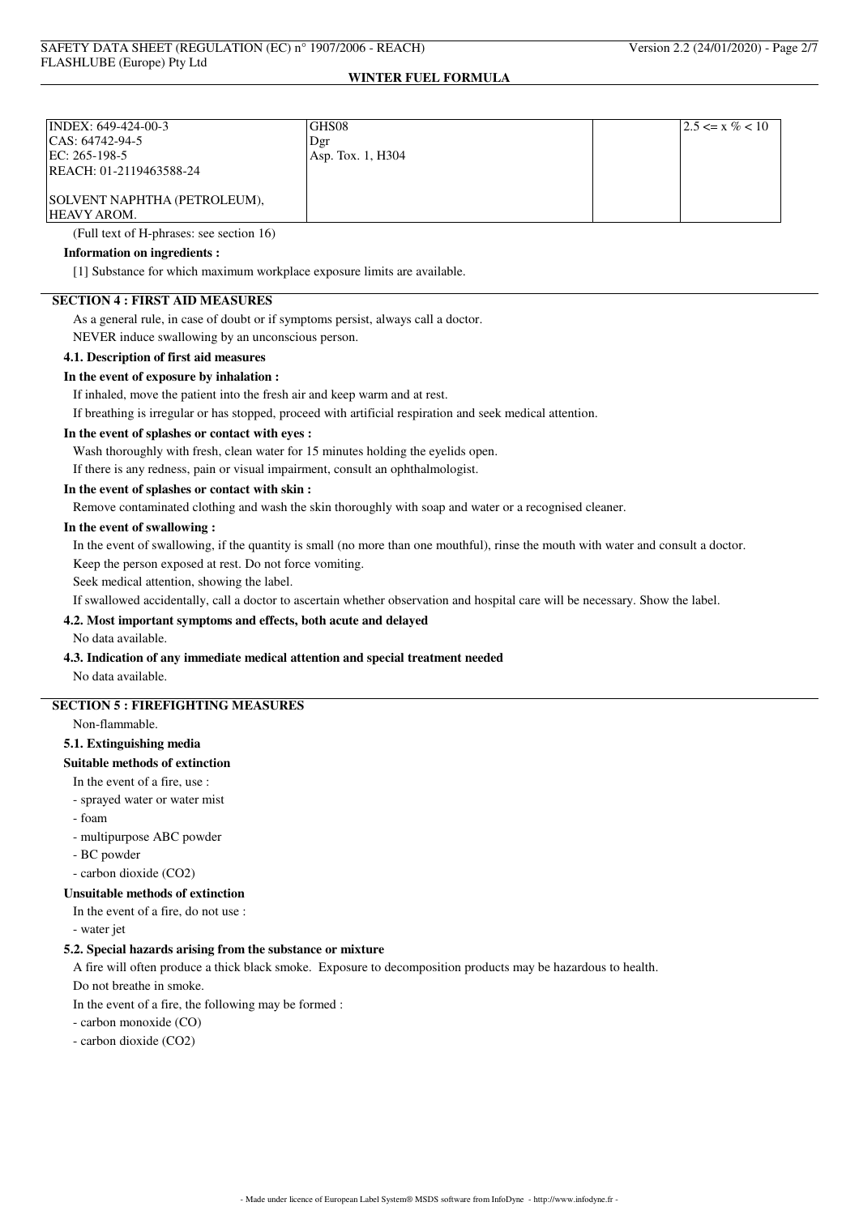| | | | |
|---|---|---|---|
| INDEX: 649-424-00-3<br>CAS: 64742-94-5<br>EC: 265-198-5<br>REACH: 01-2119463588-24<br><br>SOLVENT NAPHTHA (PETROLEUM), HEAVY AROM. | GHS08<br>Dgr<br>Asp. Tox. 1, H304 | | 2.5 <= x % < 10 |

(Full text of H-phrases: see section 16)

**Information on ingredients :**

[1] Substance for which maximum workplace exposure limits are available.

## SECTION 4 : FIRST AID MEASURES

As a general rule, in case of doubt or if symptoms persist, always call a doctor.

NEVER induce swallowing by an unconscious person.

### 4.1. Description of first aid measures

**In the event of exposure by inhalation :**

If inhaled, move the patient into the fresh air and keep warm and at rest.

If breathing is irregular or has stopped, proceed with artificial respiration and seek medical attention.

**In the event of splashes or contact with eyes :**

Wash thoroughly with fresh, clean water for 15 minutes holding the eyelids open.

If there is any redness, pain or visual impairment, consult an ophthalmologist.

**In the event of splashes or contact with skin :**

Remove contaminated clothing and wash the skin thoroughly with soap and water or a recognised cleaner.

**In the event of swallowing :**

In the event of swallowing, if the quantity is small (no more than one mouthful), rinse the mouth with water and consult a doctor.

Keep the person exposed at rest. Do not force vomiting.

Seek medical attention, showing the label.

If swallowed accidentally, call a doctor to ascertain whether observation and hospital care will be necessary. Show the label.

### 4.2. Most important symptoms and effects, both acute and delayed

No data available.

### 4.3. Indication of any immediate medical attention and special treatment needed

No data available.

## SECTION 5 : FIREFIGHTING MEASURES

Non-flammable.

### 5.1. Extinguishing media

**Suitable methods of extinction**

In the event of a fire, use :

- sprayed water or water mist
- foam
- multipurpose ABC powder
- BC powder
- carbon dioxide ($CO_2$)

**Unsuitable methods of extinction**

In the event of a fire, do not use :

- water jet

### 5.2. Special hazards arising from the substance or mixture

A fire will often produce a thick black smoke. Exposure to decomposition products may be hazardous to health.

Do not breathe in smoke.

In the event of a fire, the following may be formed :

- carbon monoxide (CO)
- carbon dioxide ($CO_2$)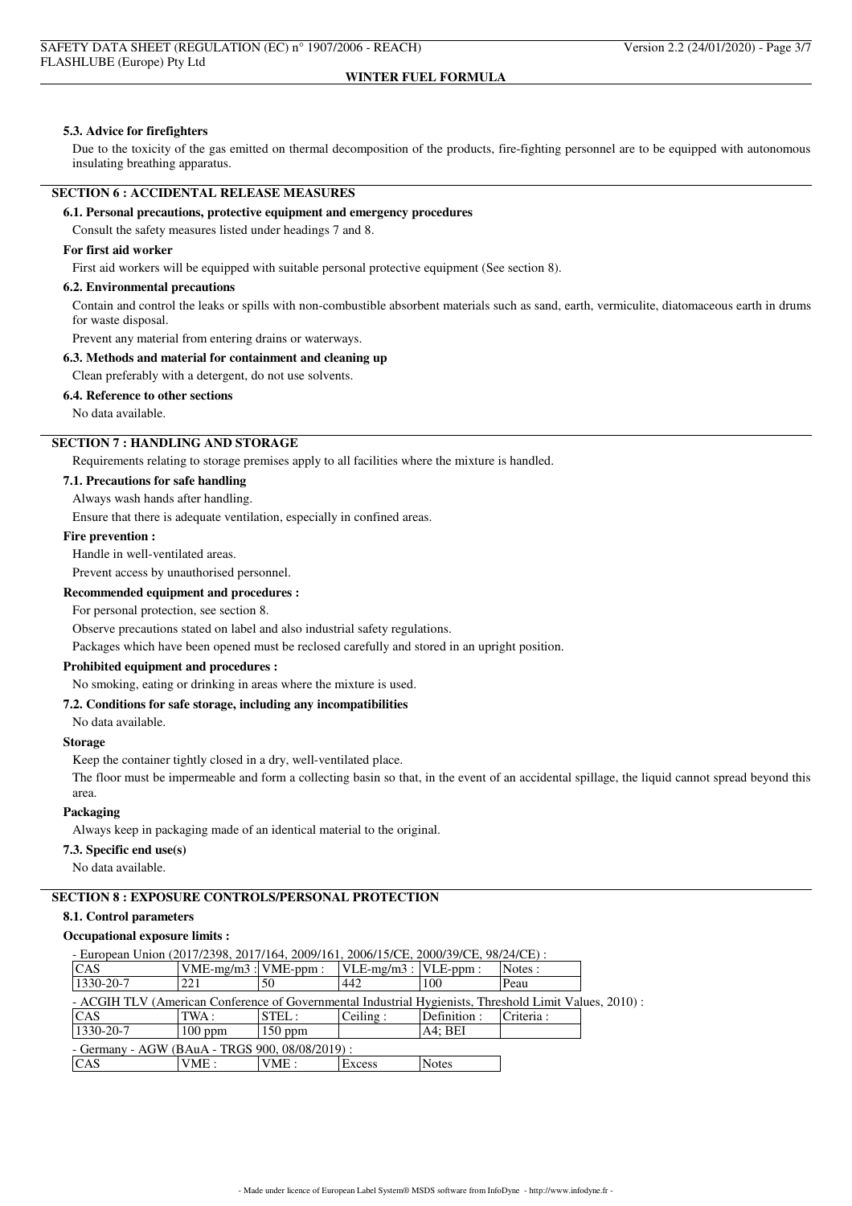### 5.3. Advice for firefighters

Due to the toxicity of the gas emitted on thermal decomposition of the products, fire-fighting personnel are to be equipped with autonomous insulating breathing apparatus.

## SECTION 6 : ACCIDENTAL RELEASE MEASURES

### 6.1. Personal precautions, protective equipment and emergency procedures

Consult the safety measures listed under headings 7 and 8.

**For first aid worker**

First aid workers will be equipped with suitable personal protective equipment (See section 8).

### 6.2. Environmental precautions

Contain and control the leaks or spills with non-combustible absorbent materials such as sand, earth, vermiculite, diatomaceous earth in drums for waste disposal.

Prevent any material from entering drains or waterways.

### 6.3. Methods and material for containment and cleaning up

Clean preferably with a detergent, do not use solvents.

### 6.4. Reference to other sections

No data available.

## SECTION 7 : HANDLING AND STORAGE

Requirements relating to storage premises apply to all facilities where the mixture is handled.

### 7.1. Precautions for safe handling

Always wash hands after handling.

Ensure that there is adequate ventilation, especially in confined areas.

**Fire prevention :**

Handle in well-ventilated areas.

Prevent access by unauthorised personnel.

**Recommended equipment and procedures :**

For personal protection, see section 8.

Observe precautions stated on label and also industrial safety regulations.

Packages which have been opened must be reclosed carefully and stored in an upright position.

**Prohibited equipment and procedures :**

No smoking, eating or drinking in areas where the mixture is used.

### 7.2. Conditions for safe storage, including any incompatibilities

No data available.

**Storage**

Keep the container tightly closed in a dry, well-ventilated place.

The floor must be impermeable and form a collecting basin so that, in the event of an accidental spillage, the liquid cannot spread beyond this area.

**Packaging**

Always keep in packaging made of an identical material to the original.

### 7.3. Specific end use(s)

No data available.

## SECTION 8 : EXPOSURE CONTROLS/PERSONAL PROTECTION

### 8.1. Control parameters

**Occupational exposure limits :**

- European Union (2017/2398, 2017/164, 2009/161, 2006/15/CE, 2000/39/CE, 98/24/CE) :

| CAS | VME-mg/m3 : | VME-ppm : | VLE-mg/m3 : | VLE-ppm : | Notes : |
|---|---|---|---|---|---|
| 1330-20-7 | 221 | 50 | 442 | 100 | Peau |

- ACGIH TLV (American Conference of Governmental Industrial Hygienists, Threshold Limit Values, 2010) :

| CAS | TWA : | STEL : | Ceiling : | Definition : | Criteria : |
|---|---|---|---|---|---|
| 1330-20-7 | 100 ppm | 150 ppm | | A4; BEI | |

- Germany - AGW (BAuA - TRGS 900, 08/08/2019) :

| CAS | VME : | VME : | Excess | Notes |
|---|---|---|---|---|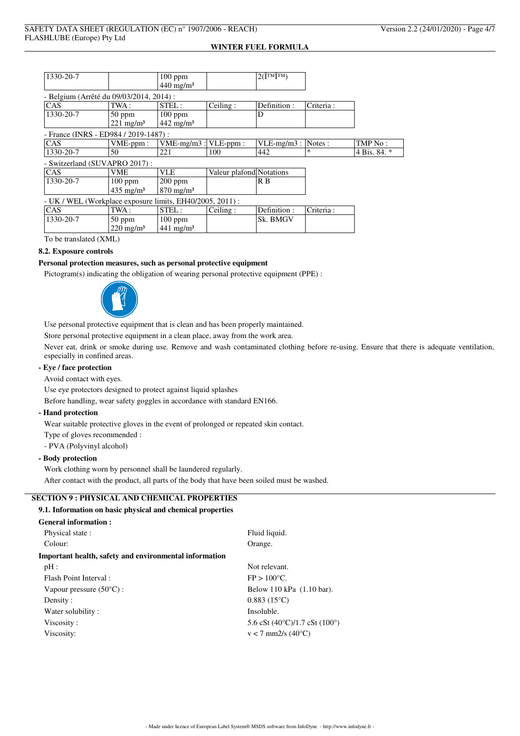| 1330-20-7 | | 100 ppm<br>440 mg/m³ | | 2(ÎTMÎTM) |
|---|---|---|---|---|

- Belgium (Arrêté du 09/03/2014, 2014) :

| CAS | TWA : | STEL : | Ceiling : | Definition : | Criteria : |
|---|---|---|---|---|---|
| 1330-20-7 | 50 ppm<br>221 mg/m³ | 100 ppm<br>442 mg/m³ | | D | |

- France (INRS - ED984 / 2019-1487) :

| CAS | VME-ppm : | VME-mg/m3 : | VLE-ppm : | VLE-mg/m3 : | Notes : | TMP No : |
|---|---|---|---|---|---|---|
| 1330-20-7 | 50 | 221 | 100 | 442 | * | 4 Bis. 84. * |

- Switzerland (SUVAPRO 2017) :

| CAS | VME | VLE | Valeur plafond | Notations |
|---|---|---|---|---|
| 1330-20-7 | 100 ppm<br>435 mg/m³ | 200 ppm<br>870 mg/m³ | | R B |

- UK / WEL (Workplace exposure limits, EH40/2005, 2011) :

| CAS | TWA : | STEL : | Ceiling : | Definition : | Criteria : |
|---|---|---|---|---|---|
| 1330-20-7 | 50 ppm<br>220 mg/m³ | 100 ppm<br>441 mg/m³ | | Sk. BMGV | |

To be translated (XML)

**8.2. Exposure controls**

**Personal protection measures, such as personal protective equipment**

Pictogram(s) indicating the obligation of wearing personal protective equipment (PPE) :

Use personal protective equipment that is clean and has been properly maintained.

Store personal protective equipment in a clean place, away from the work area.

Never eat, drink or smoke during use. Remove and wash contaminated clothing before re-using. Ensure that there is adequate ventilation, especially in confined areas.

**- Eye / face protection**

Avoid contact with eyes.

Use eye protectors designed to protect against liquid splashes

Before handling, wear safety goggles in accordance with standard EN166.

**- Hand protection**

Wear suitable protective gloves in the event of prolonged or repeated skin contact.

Type of gloves recommended :

- PVA (Polyvinyl alcohol)

**- Body protection**

Work clothing worn by personnel shall be laundered regularly.

After contact with the product, all parts of the body that have been soiled must be washed.

## SECTION 9 : PHYSICAL AND CHEMICAL PROPERTIES

**9.1. Information on basic physical and chemical properties**

**General information :**

| | |
|---|---|
| Physical state : | Fluid liquid. |
| Colour: | Orange. |

**Important health, safety and environmental information**

| | |
|---|---|
| pH : | Not relevant. |
| Flash Point Interval : | FP > 100°C. |
| Vapour pressure (50°C) : | Below 110 kPa (1.10 bar). |
| Density : | 0.883 (15°C) |
| Water solubility : | Insoluble. |
| Viscosity : | 5.6 cSt (40°C)/1.7 cSt (100°) |
| Viscosity: | v < 7 mm2/s (40°C) |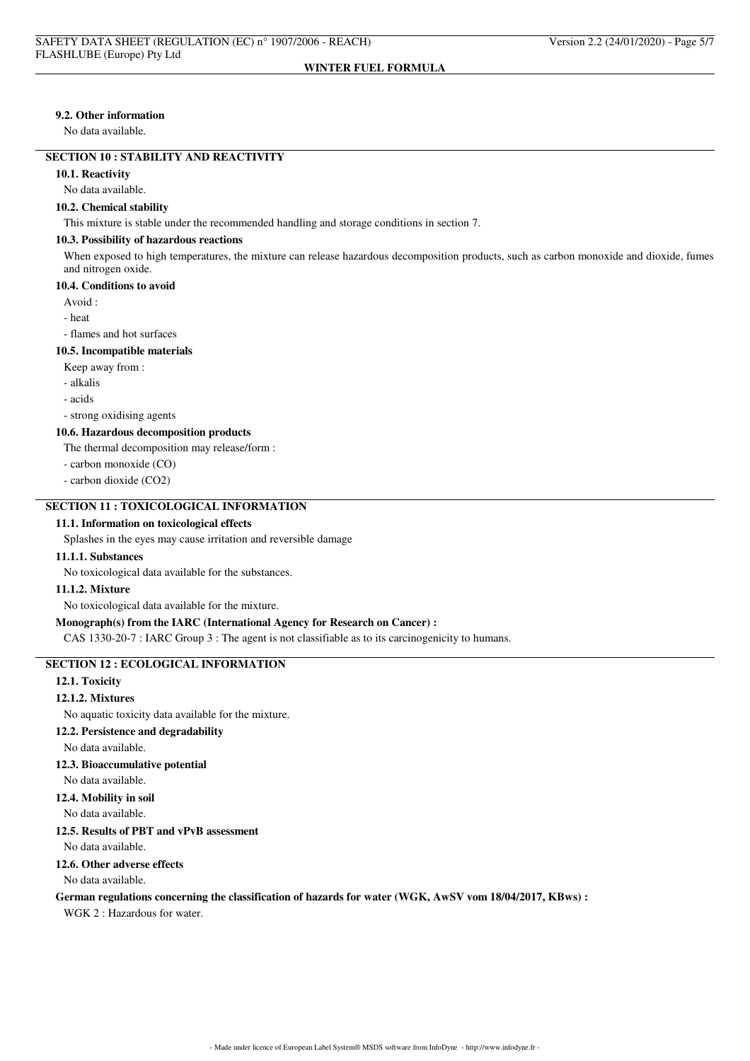### 9.2. Other information

No data available.

## SECTION 10 : STABILITY AND REACTIVITY

### 10.1. Reactivity

No data available.

### 10.2. Chemical stability

This mixture is stable under the recommended handling and storage conditions in section 7.

### 10.3. Possibility of hazardous reactions

When exposed to high temperatures, the mixture can release hazardous decomposition products, such as carbon monoxide and dioxide, fumes and nitrogen oxide.

### 10.4. Conditions to avoid

Avoid :

- heat
- flames and hot surfaces

### 10.5. Incompatible materials

Keep away from :

- alkalis
- acids
- strong oxidising agents

### 10.6. Hazardous decomposition products

The thermal decomposition may release/form :

- carbon monoxide (CO)
- carbon dioxide ($CO_2$)

## SECTION 11 : TOXICOLOGICAL INFORMATION

### 11.1. Information on toxicological effects

Splashes in the eyes may cause irritation and reversible damage

#### 11.1.1. Substances

No toxicological data available for the substances.

#### 11.1.2. Mixture

No toxicological data available for the mixture.

**Monograph(s) from the IARC (International Agency for Research on Cancer) :**

CAS 1330-20-7 : IARC Group 3 : The agent is not classifiable as to its carcinogenicity to humans.

## SECTION 12 : ECOLOGICAL INFORMATION

### 12.1. Toxicity

#### 12.1.2. Mixtures

No aquatic toxicity data available for the mixture.

### 12.2. Persistence and degradability

No data available.

### 12.3. Bioaccumulative potential

No data available.

### 12.4. Mobility in soil

No data available.

### 12.5. Results of PBT and vPvB assessment

No data available.

### 12.6. Other adverse effects

No data available.

**German regulations concerning the classification of hazards for water (WGK, AwSV vom 18/04/2017, KBws) :**

WGK 2 : Hazardous for water.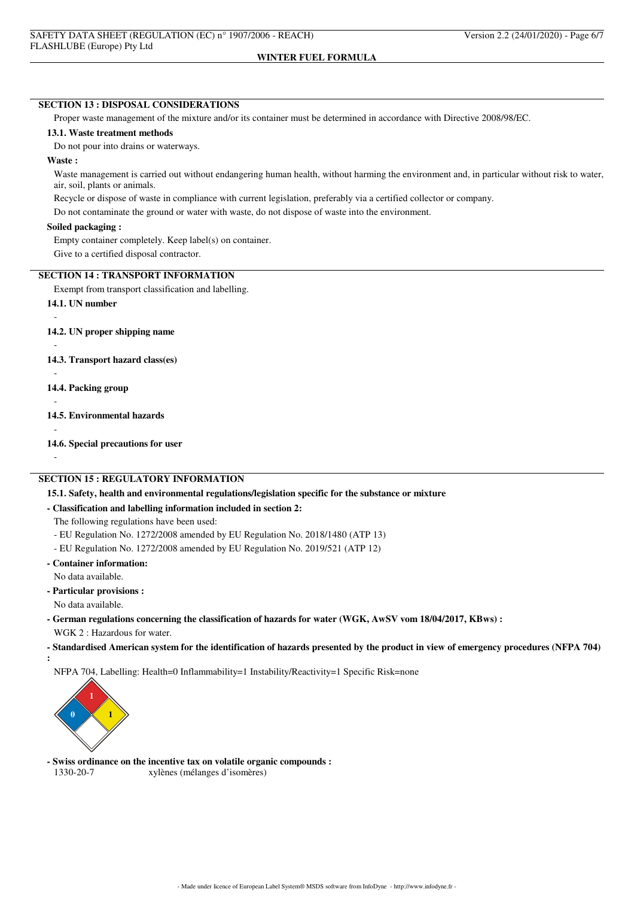## SECTION 13 : DISPOSAL CONSIDERATIONS

Proper waste management of the mixture and/or its container must be determined in accordance with Directive 2008/98/EC.

### 13.1. Waste treatment methods

Do not pour into drains or waterways.

**Waste :**

Waste management is carried out without endangering human health, without harming the environment and, in particular without risk to water, air, soil, plants or animals.

Recycle or dispose of waste in compliance with current legislation, preferably via a certified collector or company.

Do not contaminate the ground or water with waste, do not dispose of waste into the environment.

**Soiled packaging :**

Empty container completely. Keep label(s) on container.

Give to a certified disposal contractor.

## SECTION 14 : TRANSPORT INFORMATION

Exempt from transport classification and labelling.

### 14.1. UN number

-

### 14.2. UN proper shipping name

-

### 14.3. Transport hazard class(es)

-

### 14.4. Packing group

-

### 14.5. Environmental hazards

-

### 14.6. Special precautions for user

-

## SECTION 15 : REGULATORY INFORMATION

### 15.1. Safety, health and environmental regulations/legislation specific for the substance or mixture

**- Classification and labelling information included in section 2:**

The following regulations have been used:

- EU Regulation No. 1272/2008 amended by EU Regulation No. 2018/1480 (ATP 13)
- EU Regulation No. 1272/2008 amended by EU Regulation No. 2019/521 (ATP 12)

**- Container information:**

No data available.

**- Particular provisions :**

No data available.

**- German regulations concerning the classification of hazards for water (WGK, AwSV vom 18/04/2017, KBws) :**

WGK 2 : Hazardous for water.

**- Standardised American system for the identification of hazards presented by the product in view of emergency procedures (NFPA 704) :**

NFPA 704, Labelling: Health=0 Inflammability=1 Instability/Reactivity=1 Specific Risk=none

**- Swiss ordinance on the incentive tax on volatile organic compounds :**

1330-20-7 xylènes (mélanges d'isomères)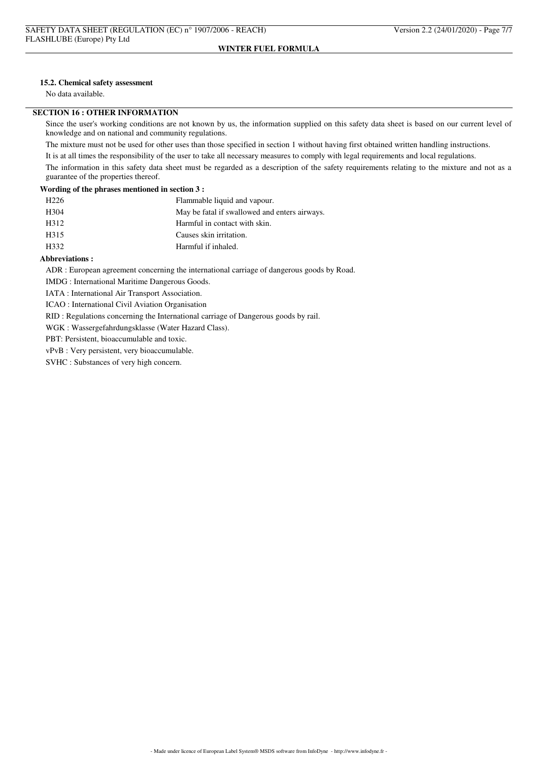### 15.2. Chemical safety assessment

No data available.

## SECTION 16 : OTHER INFORMATION

Since the user's working conditions are not known by us, the information supplied on this safety data sheet is based on our current level of knowledge and on national and community regulations.

The mixture must not be used for other uses than those specified in section 1 without having first obtained written handling instructions.

It is at all times the responsibility of the user to take all necessary measures to comply with legal requirements and local regulations.

The information in this safety data sheet must be regarded as a description of the safety requirements relating to the mixture and not as a guarantee of the properties thereof.

**Wording of the phrases mentioned in section 3 :**

| | |
|---|---|
| H226 | Flammable liquid and vapour. |
| H304 | May be fatal if swallowed and enters airways. |
| H312 | Harmful in contact with skin. |
| H315 | Causes skin irritation. |
| H332 | Harmful if inhaled. |

**Abbreviations :**

ADR : European agreement concerning the international carriage of dangerous goods by Road.

IMDG : International Maritime Dangerous Goods.

IATA : International Air Transport Association.

ICAO : International Civil Aviation Organisation

RID : Regulations concerning the International carriage of Dangerous goods by rail.

WGK : Wassergefahrdungsklasse (Water Hazard Class).

PBT: Persistent, bioaccumulable and toxic.

vPvB : Very persistent, very bioaccumulable.

SVHC : Substances of very high concern.